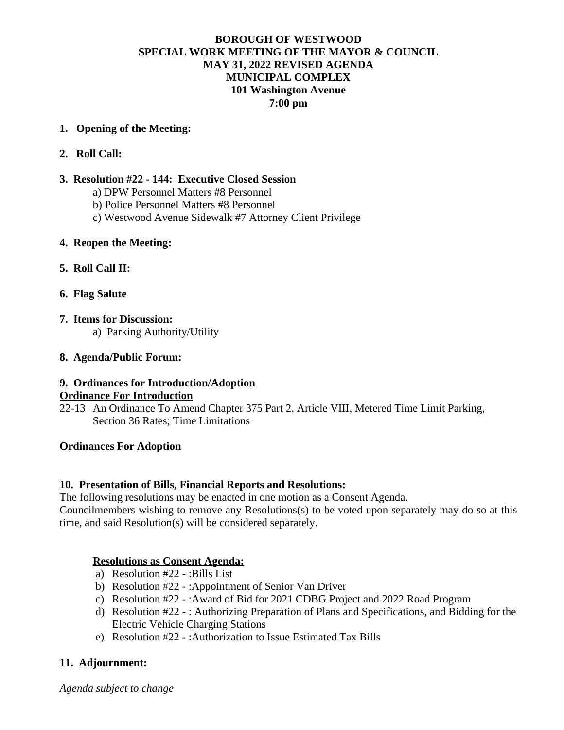# BOROUGH OF WESTWOOD
## SPECIAL WORK MEETING OF THE MAYOR & COUNCIL
## MAY 31, 2022 REVISED AGENDA
## MUNICIPAL COMPLEX
## 101 Washington Avenue
## 7:00 pm

**1. Opening of the Meeting:**

**2. Roll Call:**

**3. Resolution #22 - 144: Executive Closed Session**

a) DPW Personnel Matters #8 Personnel
b) Police Personnel Matters #8 Personnel
c) Westwood Avenue Sidewalk #7 Attorney Client Privilege

**4. Reopen the Meeting:**

**5. Roll Call II:**

**6. Flag Salute**

**7. Items for Discussion:**

a) Parking Authority/Utility

**8. Agenda/Public Forum:**

**9. Ordinances for Introduction/Adoption**

**Ordinance For Introduction**

22-13 An Ordinance To Amend Chapter 375 Part 2, Article VIII, Metered Time Limit Parking, Section 36 Rates; Time Limitations

**Ordinances For Adoption**

**10. Presentation of Bills, Financial Reports and Resolutions:**

The following resolutions may be enacted in one motion as a Consent Agenda.
Councilmembers wishing to remove any Resolutions(s) to be voted upon separately may do so at this time, and said Resolution(s) will be considered separately.

**Resolutions as Consent Agenda:**

a) Resolution #22 - :Bills List
b) Resolution #22 - :Appointment of Senior Van Driver
c) Resolution #22 - :Award of Bid for 2021 CDBG Project and 2022 Road Program
d) Resolution #22 - : Authorizing Preparation of Plans and Specifications, and Bidding for the Electric Vehicle Charging Stations
e) Resolution #22 - :Authorization to Issue Estimated Tax Bills

**11. Adjournment:**

*Agenda subject to change*